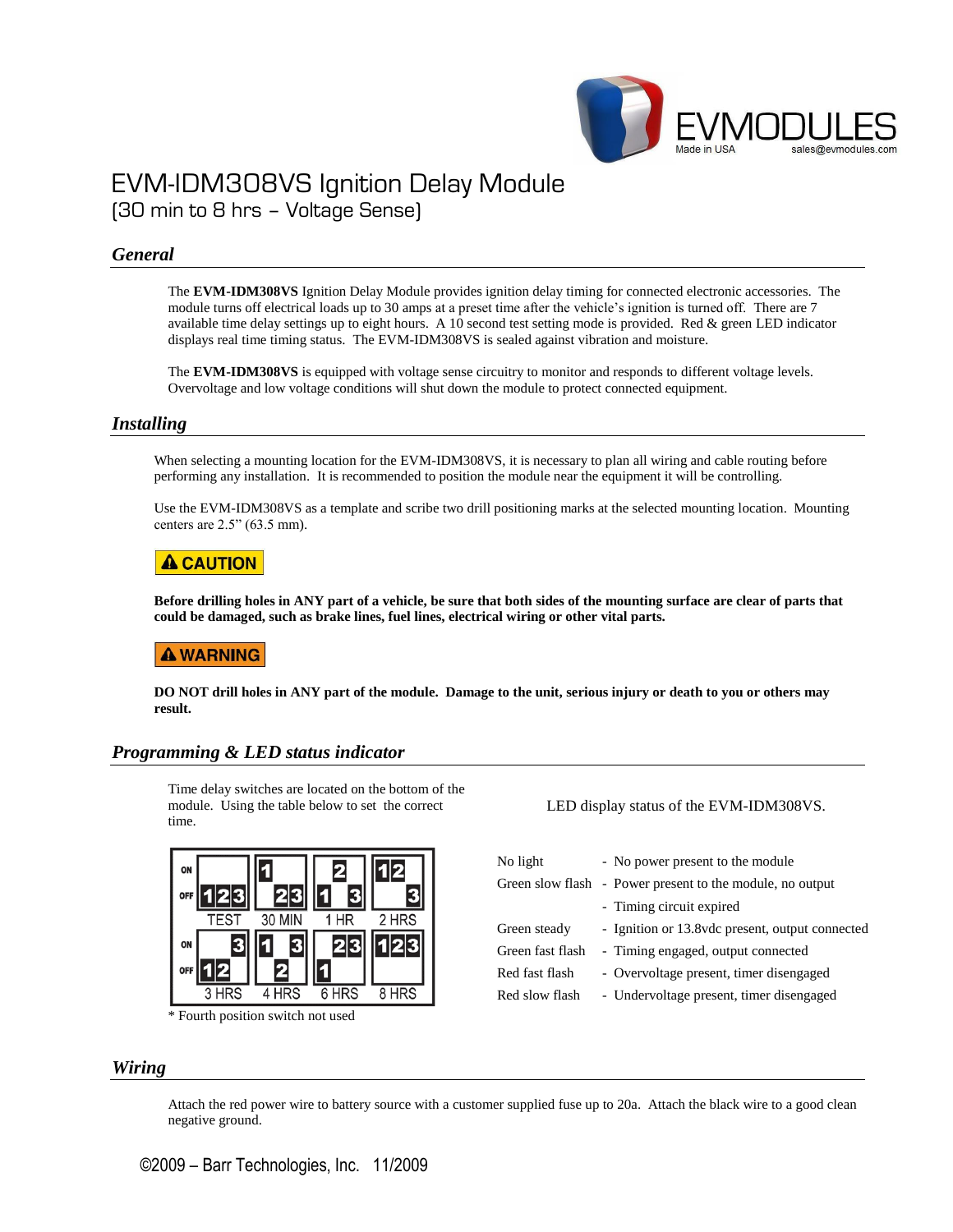EVMODULES
Made in USA sales@evmodules.com

# EVM-IDM308VS Ignition Delay Module
(30 min to 8 hrs – Voltage Sense)

## General

The **EVM-IDM308VS** Ignition Delay Module provides ignition delay timing for connected electronic accessories. The module turns off electrical loads up to 30 amps at a preset time after the vehicle's ignition is turned off. There are 7 available time delay settings up to eight hours. A 10 second test setting mode is provided. Red & green LED indicator displays real time timing status. The EVM-IDM308VS is sealed against vibration and moisture.

The **EVM-IDM308VS** is equipped with voltage sense circuitry to monitor and responds to different voltage levels. Overvoltage and low voltage conditions will shut down the module to protect connected equipment.

## Installing

When selecting a mounting location for the EVM-IDM308VS, it is necessary to plan all wiring and cable routing before performing any installation. It is recommended to position the module near the equipment it will be controlling.

Use the EVM-IDM308VS as a template and scribe two drill positioning marks at the selected mounting location. Mounting centers are 2.5" (63.5 mm).

**⚠ CAUTION**

**Before drilling holes in ANY part of a vehicle, be sure that both sides of the mounting surface are clear of parts that could be damaged, such as brake lines, fuel lines, electrical wiring or other vital parts.**

**⚠ WARNING**

**DO NOT drill holes in ANY part of the module. Damage to the unit, serious injury or death to you or others may result.**

## Programming & LED status indicator

Time delay switches are located on the bottom of the module. Using the table below to set the correct time.

| Setting | ON | OFF |
|---|---|---|
| TEST | | 1 2 3 |
| 30 MIN | 1 | 2 3 |
| 1 HR | 2 | 1 3 |
| 2 HRS | 1 2 | 3 |
| 3 HRS | 3 | 1 2 |
| 4 HRS | 1 3 | 2 |
| 6 HRS | 2 3 | 1 |
| 8 HRS | 1 2 3 | |

\* Fourth position switch not used

LED display status of the EVM-IDM308VS.

| LED | Status |
|---|---|
| No light | - No power present to the module |
| Green slow flash | - Power present to the module, no output |
| | - Timing circuit expired |
| Green steady | - Ignition or 13.8vdc present, output connected |
| Green fast flash | - Timing engaged, output connected |
| Red fast flash | - Overvoltage present, timer disengaged |
| Red slow flash | - Undervoltage present, timer disengaged |

## Wiring

Attach the red power wire to battery source with a customer supplied fuse up to 20a. Attach the black wire to a good clean negative ground.

©2009 – Barr Technologies, Inc. 11/2009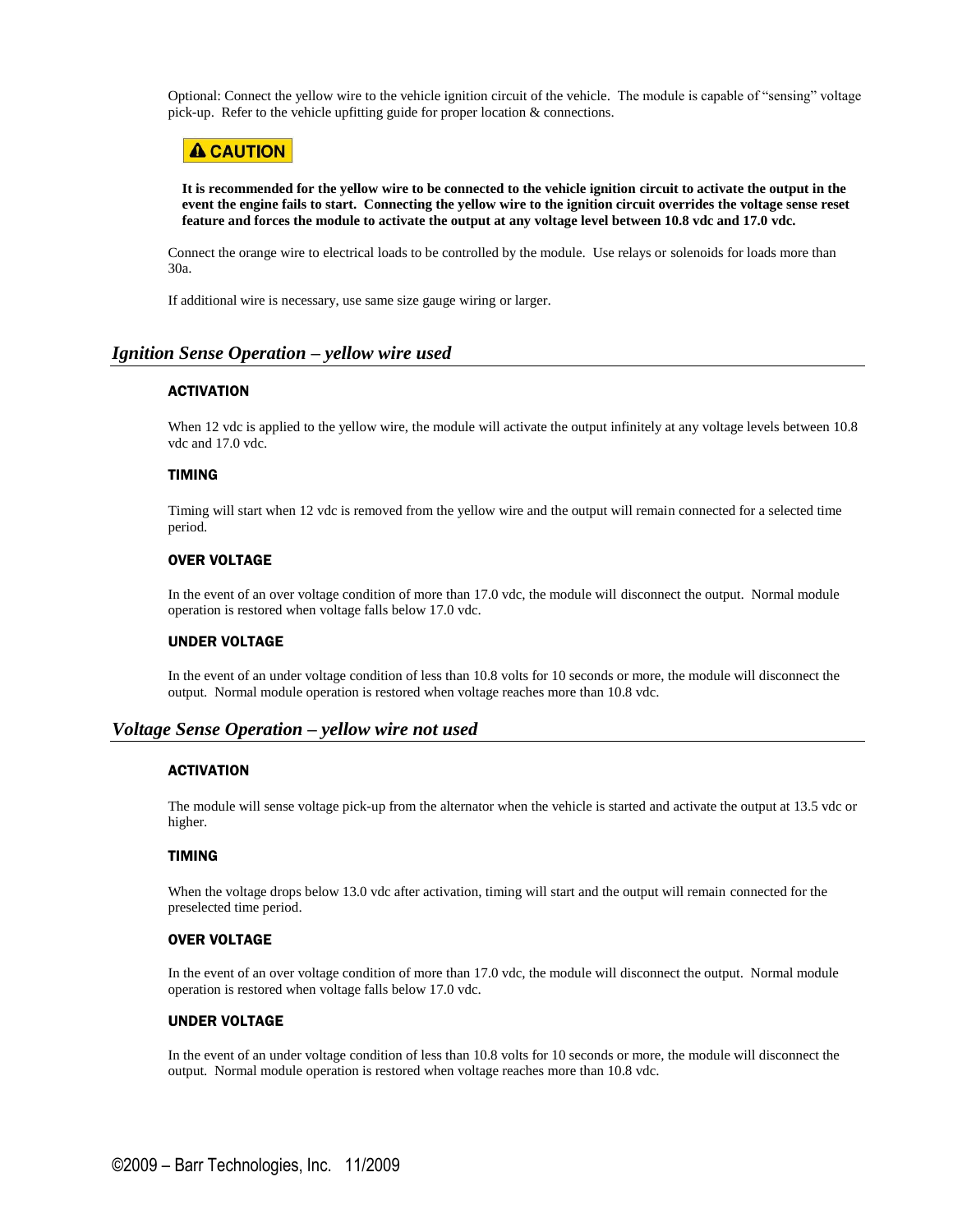Optional: Connect the yellow wire to the vehicle ignition circuit of the vehicle. The module is capable of "sensing" voltage pick-up. Refer to the vehicle upfitting guide for proper location & connections.

**⚠ CAUTION**

**It is recommended for the yellow wire to be connected to the vehicle ignition circuit to activate the output in the event the engine fails to start. Connecting the yellow wire to the ignition circuit overrides the voltage sense reset feature and forces the module to activate the output at any voltage level between 10.8 vdc and 17.0 vdc.**

Connect the orange wire to electrical loads to be controlled by the module. Use relays or solenoids for loads more than 30a.

If additional wire is necessary, use same size gauge wiring or larger.

## *Ignition Sense Operation – yellow wire used*

### ACTIVATION

When 12 vdc is applied to the yellow wire, the module will activate the output infinitely at any voltage levels between 10.8 vdc and 17.0 vdc.

### TIMING

Timing will start when 12 vdc is removed from the yellow wire and the output will remain connected for a selected time period.

### OVER VOLTAGE

In the event of an over voltage condition of more than 17.0 vdc, the module will disconnect the output. Normal module operation is restored when voltage falls below 17.0 vdc.

### UNDER VOLTAGE

In the event of an under voltage condition of less than 10.8 volts for 10 seconds or more, the module will disconnect the output. Normal module operation is restored when voltage reaches more than 10.8 vdc.

## *Voltage Sense Operation – yellow wire not used*

### ACTIVATION

The module will sense voltage pick-up from the alternator when the vehicle is started and activate the output at 13.5 vdc or higher.

### TIMING

When the voltage drops below 13.0 vdc after activation, timing will start and the output will remain connected for the preselected time period.

### OVER VOLTAGE

In the event of an over voltage condition of more than 17.0 vdc, the module will disconnect the output. Normal module operation is restored when voltage falls below 17.0 vdc.

### UNDER VOLTAGE

In the event of an under voltage condition of less than 10.8 volts for 10 seconds or more, the module will disconnect the output. Normal module operation is restored when voltage reaches more than 10.8 vdc.

©2009 – Barr Technologies, Inc. 11/2009